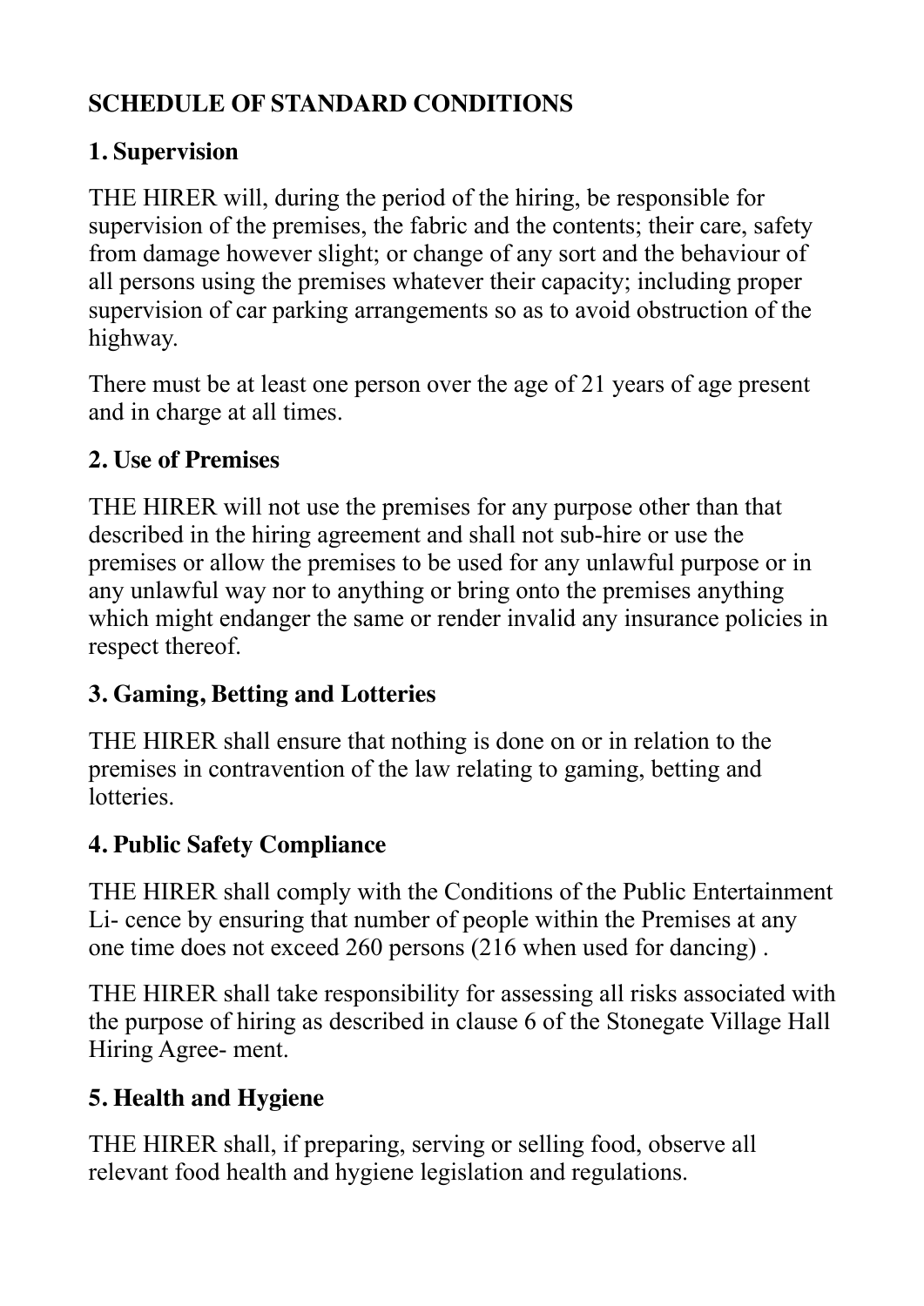## SCHEDULE OF STANDARD CONDITIONS

### 1. Supervision

THE HIRER will, during the period of the hiring, be responsible for supervision of the premises, the fabric and the contents; their care, safety from damage however slight; or change of any sort and the behaviour of all persons using the premises whatever their capacity; including proper supervision of car parking arrangements so as to avoid obstruction of the highway.

There must be at least one person over the age of 21 years of age present and in charge at all times.

### 2. Use of Premises

THE HIRER will not use the premises for any purpose other than that described in the hiring agreement and shall not sub-hire or use the premises or allow the premises to be used for any unlawful purpose or in any unlawful way nor to anything or bring onto the premises anything which might endanger the same or render invalid any insurance policies in respect thereof.

### 3. Gaming, Betting and Lotteries

THE HIRER shall ensure that nothing is done on or in relation to the premises in contravention of the law relating to gaming, betting and lotteries.

### 4. Public Safety Compliance

THE HIRER shall comply with the Conditions of the Public Entertainment Li- cence by ensuring that number of people within the Premises at any one time does not exceed 260 persons (216 when used for dancing) .

THE HIRER shall take responsibility for assessing all risks associated with the purpose of hiring as described in clause 6 of the Stonegate Village Hall Hiring Agree- ment.

### 5. Health and Hygiene

THE HIRER shall, if preparing, serving or selling food, observe all relevant food health and hygiene legislation and regulations.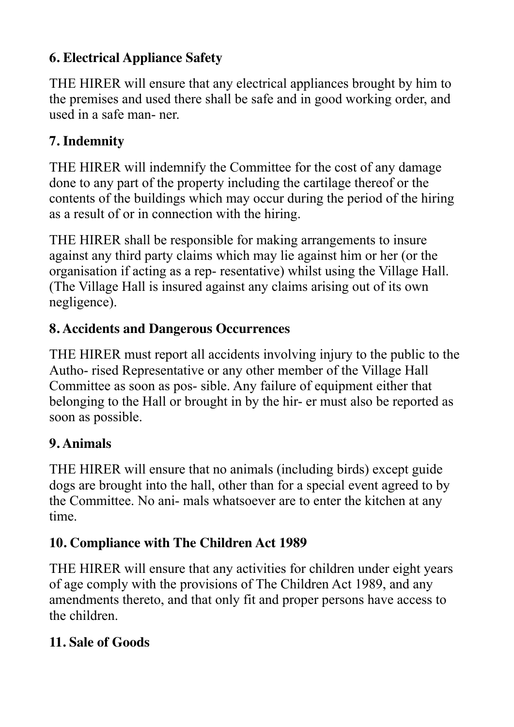## 6. Electrical Appliance Safety

THE HIRER will ensure that any electrical appliances brought by him to the premises and used there shall be safe and in good working order, and used in a safe man- ner.

## 7. Indemnity

THE HIRER will indemnify the Committee for the cost of any damage done to any part of the property including the cartilage thereof or the contents of the buildings which may occur during the period of the hiring as a result of or in connection with the hiring.

THE HIRER shall be responsible for making arrangements to insure against any third party claims which may lie against him or her (or the organisation if acting as a rep- resentative) whilst using the Village Hall. (The Village Hall is insured against any claims arising out of its own negligence).

## 8. Accidents and Dangerous Occurrences

THE HIRER must report all accidents involving injury to the public to the Autho- rised Representative or any other member of the Village Hall Committee as soon as pos- sible. Any failure of equipment either that belonging to the Hall or brought in by the hir- er must also be reported as soon as possible.

## 9. Animals

THE HIRER will ensure that no animals (including birds) except guide dogs are brought into the hall, other than for a special event agreed to by the Committee. No ani- mals whatsoever are to enter the kitchen at any time.

## 10. Compliance with The Children Act 1989

THE HIRER will ensure that any activities for children under eight years of age comply with the provisions of The Children Act 1989, and any amendments thereto, and that only fit and proper persons have access to the children.

## 11. Sale of Goods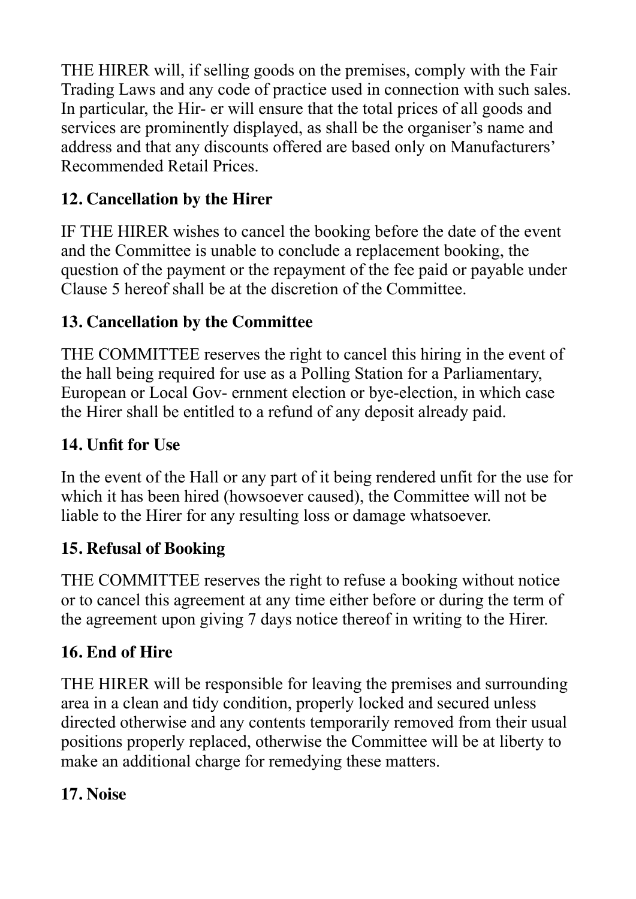THE HIRER will, if selling goods on the premises, comply with the Fair Trading Laws and any code of practice used in connection with such sales. In particular, the Hir- er will ensure that the total prices of all goods and services are prominently displayed, as shall be the organiser's name and address and that any discounts offered are based only on Manufacturers' Recommended Retail Prices.

## 12. Cancellation by the Hirer

IF THE HIRER wishes to cancel the booking before the date of the event and the Committee is unable to conclude a replacement booking, the question of the payment or the repayment of the fee paid or payable under Clause 5 hereof shall be at the discretion of the Committee.

## 13. Cancellation by the Committee

THE COMMITTEE reserves the right to cancel this hiring in the event of the hall being required for use as a Polling Station for a Parliamentary, European or Local Gov- ernment election or bye-election, in which case the Hirer shall be entitled to a refund of any deposit already paid.

## 14. Unfit for Use

In the event of the Hall or any part of it being rendered unfit for the use for which it has been hired (howsoever caused), the Committee will not be liable to the Hirer for any resulting loss or damage whatsoever.

## 15. Refusal of Booking

THE COMMITTEE reserves the right to refuse a booking without notice or to cancel this agreement at any time either before or during the term of the agreement upon giving 7 days notice thereof in writing to the Hirer.

## 16. End of Hire

THE HIRER will be responsible for leaving the premises and surrounding area in a clean and tidy condition, properly locked and secured unless directed otherwise and any contents temporarily removed from their usual positions properly replaced, otherwise the Committee will be at liberty to make an additional charge for remedying these matters.

## 17. Noise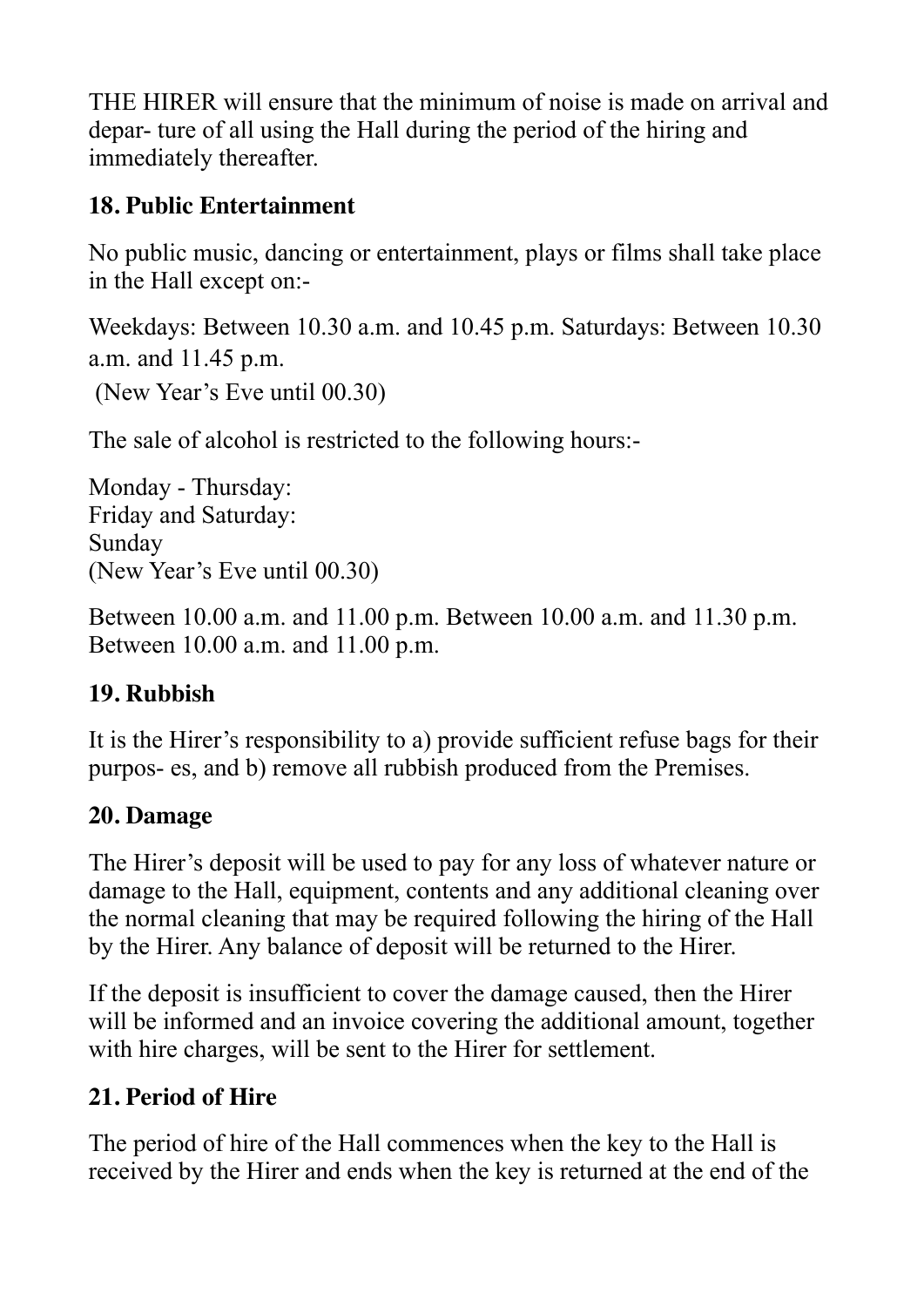THE HIRER will ensure that the minimum of noise is made on arrival and depar- ture of all using the Hall during the period of the hiring and immediately thereafter.

## 18. Public Entertainment

No public music, dancing or entertainment, plays or films shall take place in the Hall except on:-

Weekdays: Between 10.30 a.m. and 10.45 p.m. Saturdays: Between 10.30 a.m. and 11.45 p.m.
(New Year's Eve until 00.30)

The sale of alcohol is restricted to the following hours:-

Monday - Thursday:
Friday and Saturday:
Sunday
(New Year's Eve until 00.30)

Between 10.00 a.m. and 11.00 p.m. Between 10.00 a.m. and 11.30 p.m. Between 10.00 a.m. and 11.00 p.m.

## 19. Rubbish

It is the Hirer's responsibility to a) provide sufficient refuse bags for their purpos- es, and b) remove all rubbish produced from the Premises.

## 20. Damage

The Hirer's deposit will be used to pay for any loss of whatever nature or damage to the Hall, equipment, contents and any additional cleaning over the normal cleaning that may be required following the hiring of the Hall by the Hirer. Any balance of deposit will be returned to the Hirer.

If the deposit is insufficient to cover the damage caused, then the Hirer will be informed and an invoice covering the additional amount, together with hire charges, will be sent to the Hirer for settlement.

## 21. Period of Hire

The period of hire of the Hall commences when the key to the Hall is received by the Hirer and ends when the key is returned at the end of the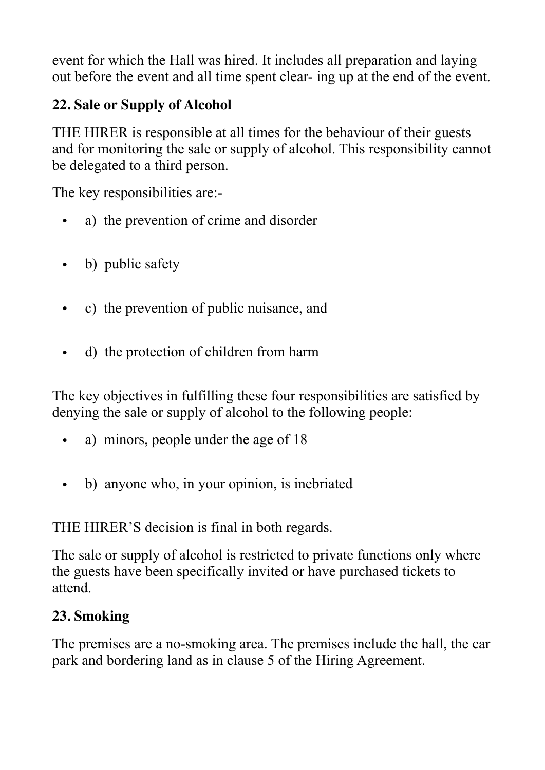event for which the Hall was hired. It includes all preparation and laying out before the event and all time spent clear- ing up at the end of the event.

## 22. Sale or Supply of Alcohol

THE HIRER is responsible at all times for the behaviour of their guests and for monitoring the sale or supply of alcohol. This responsibility cannot be delegated to a third person.

The key responsibilities are:-

- a) the prevention of crime and disorder
- b) public safety
- c) the prevention of public nuisance, and
- d) the protection of children from harm

The key objectives in fulfilling these four responsibilities are satisfied by denying the sale or supply of alcohol to the following people:

- a) minors, people under the age of 18
- b) anyone who, in your opinion, is inebriated

THE HIRER'S decision is final in both regards.

The sale or supply of alcohol is restricted to private functions only where the guests have been specifically invited or have purchased tickets to attend.

## 23. Smoking

The premises are a no-smoking area. The premises include the hall, the car park and bordering land as in clause 5 of the Hiring Agreement.